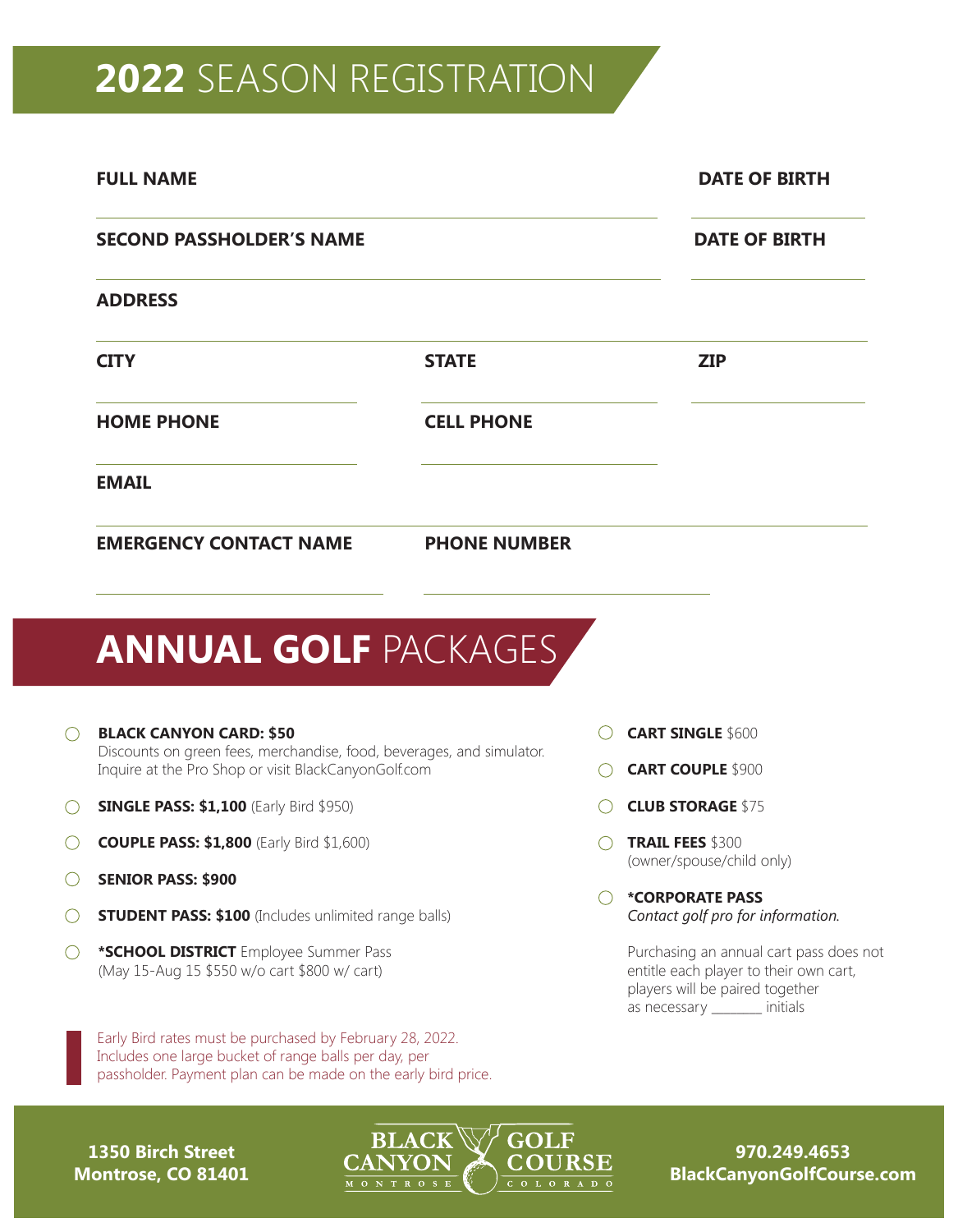# 2022 SEASON REGISTRATION

**FULL NAME** ______________________ **DATE OF BIRTH** __________

**SECOND PASSHOLDER'S NAME** ______________________ **DATE OF BIRTH** __________

**ADDRESS** ______________________

**CITY** __________ **STATE** __________ **ZIP** __________

**HOME PHONE** __________ **CELL PHONE** __________

**EMAIL** ______________________

**EMERGENCY CONTACT NAME** __________ **PHONE NUMBER** __________

# ANNUAL GOLF PACKAGES

- ◯ **BLACK CANYON CARD: $50**
  Discounts on green fees, merchandise, food, beverages, and simulator. Inquire at the Pro Shop or visit BlackCanyonGolf.com
- ◯ **SINGLE PASS: $1,100** (Early Bird $950)
- ◯ **COUPLE PASS: $1,800** (Early Bird $1,600)
- ◯ **SENIOR PASS: $900**
- ◯ **STUDENT PASS: $100** (Includes unlimited range balls)
- ◯ ***SCHOOL DISTRICT** Employee Summer Pass
  (May 15-Aug 15 $550 w/o cart $800 w/ cart)

Early Bird rates must be purchased by February 28, 2022. Includes one large bucket of range balls per day, per passholder. Payment plan can be made on the early bird price.

- ◯ **CART SINGLE** $600
- ◯ **CART COUPLE** $900
- ◯ **CLUB STORAGE** $75
- ◯ **TRAIL FEES** $300
  (owner/spouse/child only)
- ◯ ***CORPORATE PASS**
  *Contact golf pro for information.*

Purchasing an annual cart pass does not entitle each player to their own cart, players will be paired together as necessary ________ initials

**1350 Birch Street**
**Montrose, CO 81401**

BLACK CANYON GOLF COURSE
MONTROSE COLORADO

**970.249.4653**
**BlackCanyonGolfCourse.com**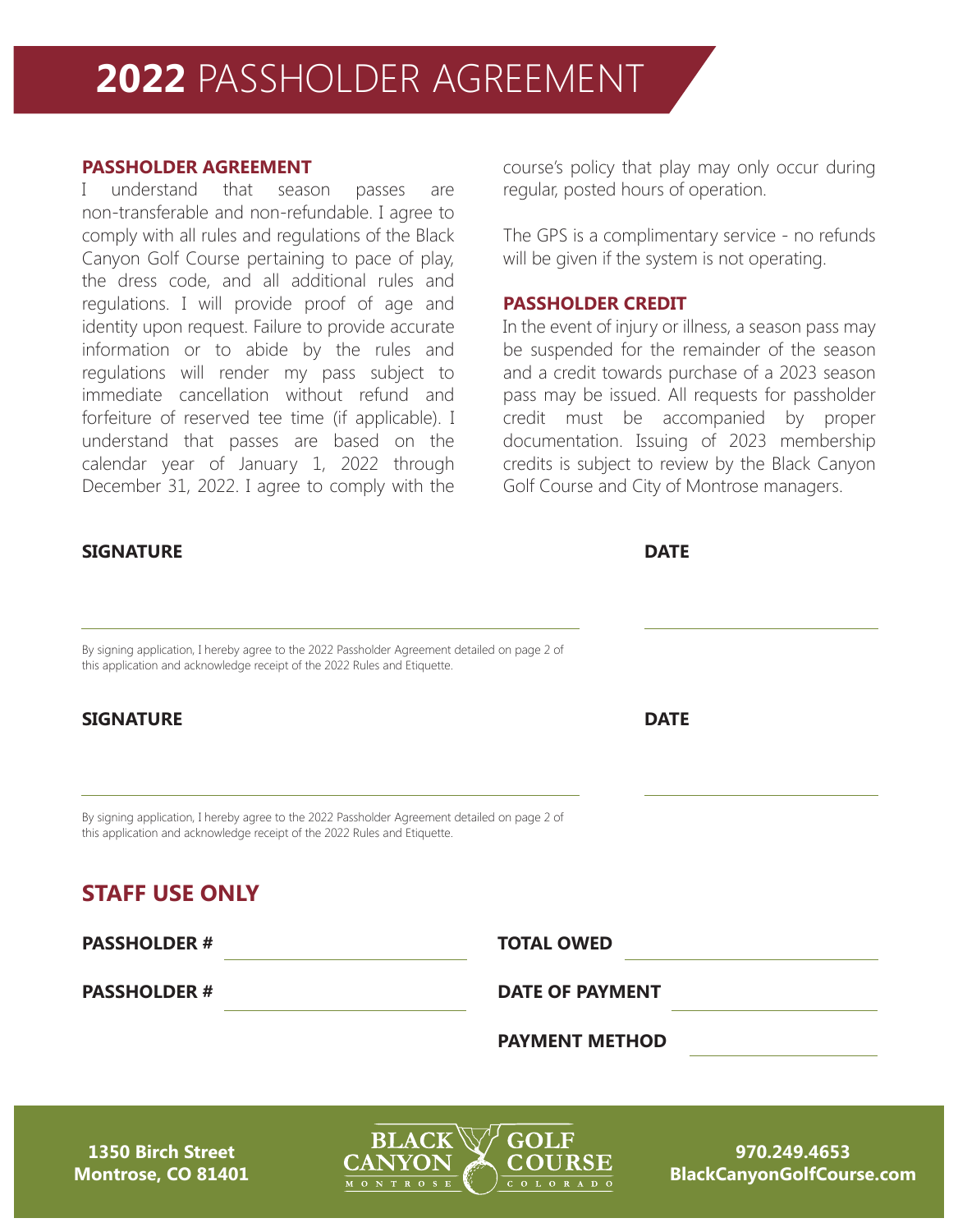# **2022** PASSHOLDER AGREEMENT

### PASSHOLDER AGREEMENT

I understand that season passes are non-transferable and non-refundable. I agree to comply with all rules and regulations of the Black Canyon Golf Course pertaining to pace of play, the dress code, and all additional rules and regulations. I will provide proof of age and identity upon request. Failure to provide accurate information or to abide by the rules and regulations will render my pass subject to immediate cancellation without refund and forfeiture of reserved tee time (if applicable). I understand that passes are based on the calendar year of January 1, 2022 through December 31, 2022. I agree to comply with the course's policy that play may only occur during regular, posted hours of operation.

The GPS is a complimentary service - no refunds will be given if the system is not operating.

### PASSHOLDER CREDIT

In the event of injury or illness, a season pass may be suspended for the remainder of the season and a credit towards purchase of a 2023 season pass may be issued. All requests for passholder credit must be accompanied by proper documentation. Issuing of 2023 membership credits is subject to review by the Black Canyon Golf Course and City of Montrose managers.

**SIGNATURE** ______________________________ **DATE** ______________

By signing application, I hereby agree to the 2022 Passholder Agreement detailed on page 2 of this application and acknowledge receipt of the 2022 Rules and Etiquette.

**SIGNATURE** ______________________________ **DATE** ______________

By signing application, I hereby agree to the 2022 Passholder Agreement detailed on page 2 of this application and acknowledge receipt of the 2022 Rules and Etiquette.

## STAFF USE ONLY

**PASSHOLDER #** ______________ **TOTAL OWED** ______________

**PASSHOLDER #** ______________ **DATE OF PAYMENT** ______________

**PAYMENT METHOD** ______________

**1350 Birch Street**
**Montrose, CO 81401**

BLACK CANYON GOLF COURSE — MONTROSE COLORADO

**970.249.4653**
**BlackCanyonGolfCourse.com**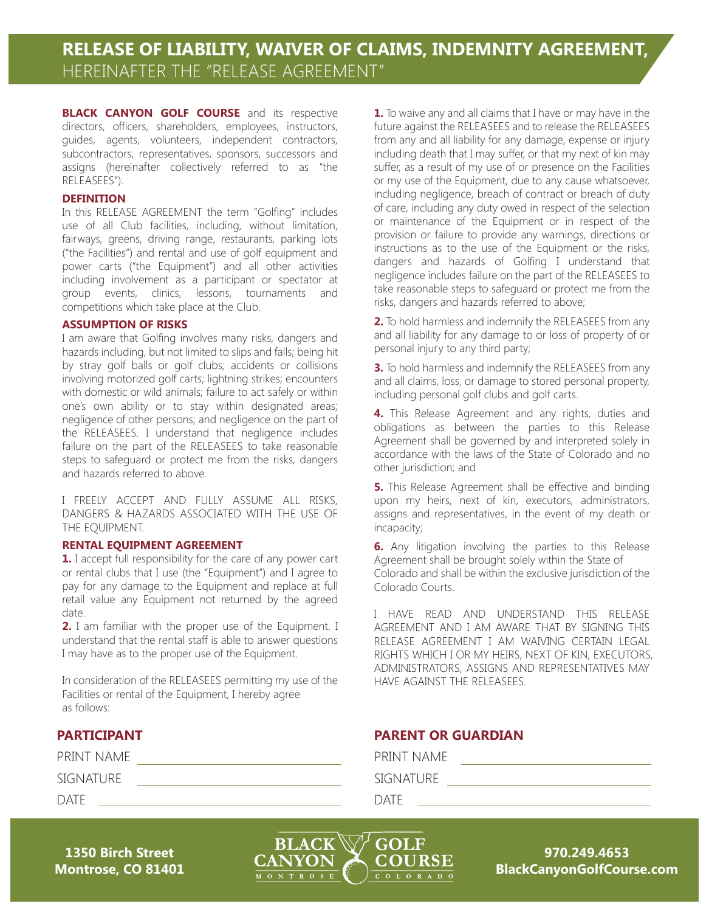# RELEASE OF LIABILITY, WAIVER OF CLAIMS, INDEMNITY AGREEMENT, HEREINAFTER THE "RELEASE AGREEMENT"

**BLACK CANYON GOLF COURSE** and its respective directors, officers, shareholders, employees, instructors, guides, agents, volunteers, independent contractors, subcontractors, representatives, sponsors, successors and assigns (hereinafter collectively referred to as "the RELEASEES").

### DEFINITION

In this RELEASE AGREEMENT the term "Golfing" includes use of all Club facilities, including, without limitation, fairways, greens, driving range, restaurants, parking lots ("the Facilities") and rental and use of golf equipment and power carts ("the Equipment") and all other activities including involvement as a participant or spectator at group events, clinics, lessons, tournaments and competitions which take place at the Club.

### ASSUMPTION OF RISKS

I am aware that Golfing involves many risks, dangers and hazards including, but not limited to slips and falls; being hit by stray golf balls or golf clubs; accidents or collisions involving motorized golf carts; lightning strikes; encounters with domestic or wild animals; failure to act safely or within one's own ability or to stay within designated areas; negligence of other persons; and negligence on the part of the RELEASEES. I understand that negligence includes failure on the part of the RELEASEES to take reasonable steps to safeguard or protect me from the risks, dangers and hazards referred to above.

I FREELY ACCEPT AND FULLY ASSUME ALL RISKS, DANGERS & HAZARDS ASSOCIATED WITH THE USE OF THE EQUIPMENT.

### RENTAL EQUIPMENT AGREEMENT

**1.** I accept full responsibility for the care of any power cart or rental clubs that I use (the "Equipment") and I agree to pay for any damage to the Equipment and replace at full retail value any Equipment not returned by the agreed date.

**2.** I am familiar with the proper use of the Equipment. I understand that the rental staff is able to answer questions I may have as to the proper use of the Equipment.

In consideration of the RELEASEES permitting my use of the Facilities or rental of the Equipment, I hereby agree as follows:

**1.** To waive any and all claims that I have or may have in the future against the RELEASEES and to release the RELEASEES from any and all liability for any damage, expense or injury including death that I may suffer, or that my next of kin may suffer, as a result of my use of or presence on the Facilities or my use of the Equipment, due to any cause whatsoever, including negligence, breach of contract or breach of duty of care, including any duty owed in respect of the selection or maintenance of the Equipment or in respect of the provision or failure to provide any warnings, directions or instructions as to the use of the Equipment or the risks, dangers and hazards of Golfing I understand that negligence includes failure on the part of the RELEASEES to take reasonable steps to safeguard or protect me from the risks, dangers and hazards referred to above;

**2.** To hold harmless and indemnify the RELEASEES from any and all liability for any damage to or loss of property of or personal injury to any third party;

**3.** To hold harmless and indemnify the RELEASEES from any and all claims, loss, or damage to stored personal property, including personal golf clubs and golf carts.

**4.** This Release Agreement and any rights, duties and obligations as between the parties to this Release Agreement shall be governed by and interpreted solely in accordance with the laws of the State of Colorado and no other jurisdiction; and

**5.** This Release Agreement shall be effective and binding upon my heirs, next of kin, executors, administrators, assigns and representatives, in the event of my death or incapacity;

**6.** Any litigation involving the parties to this Release Agreement shall be brought solely within the State of Colorado and shall be within the exclusive jurisdiction of the Colorado Courts.

I HAVE READ AND UNDERSTAND THIS RELEASE AGREEMENT AND I AM AWARE THAT BY SIGNING THIS RELEASE AGREEMENT I AM WAIVING CERTAIN LEGAL RIGHTS WHICH I OR MY HEIRS, NEXT OF KIN, EXECUTORS, ADMINISTRATORS, ASSIGNS AND REPRESENTATIVES MAY HAVE AGAINST THE RELEASEES.

### PARTICIPANT

PRINT NAME ______________________________

SIGNATURE ______________________________

DATE ______________________________

### PARENT OR GUARDIAN

PRINT NAME ______________________________

SIGNATURE ______________________________

DATE ______________________________

**1350 Birch Street**
**Montrose, CO 81401**

BLACK CANYON GOLF COURSE
MONTROSE COLORADO

**970.249.4653**
**BlackCanyonGolfCourse.com**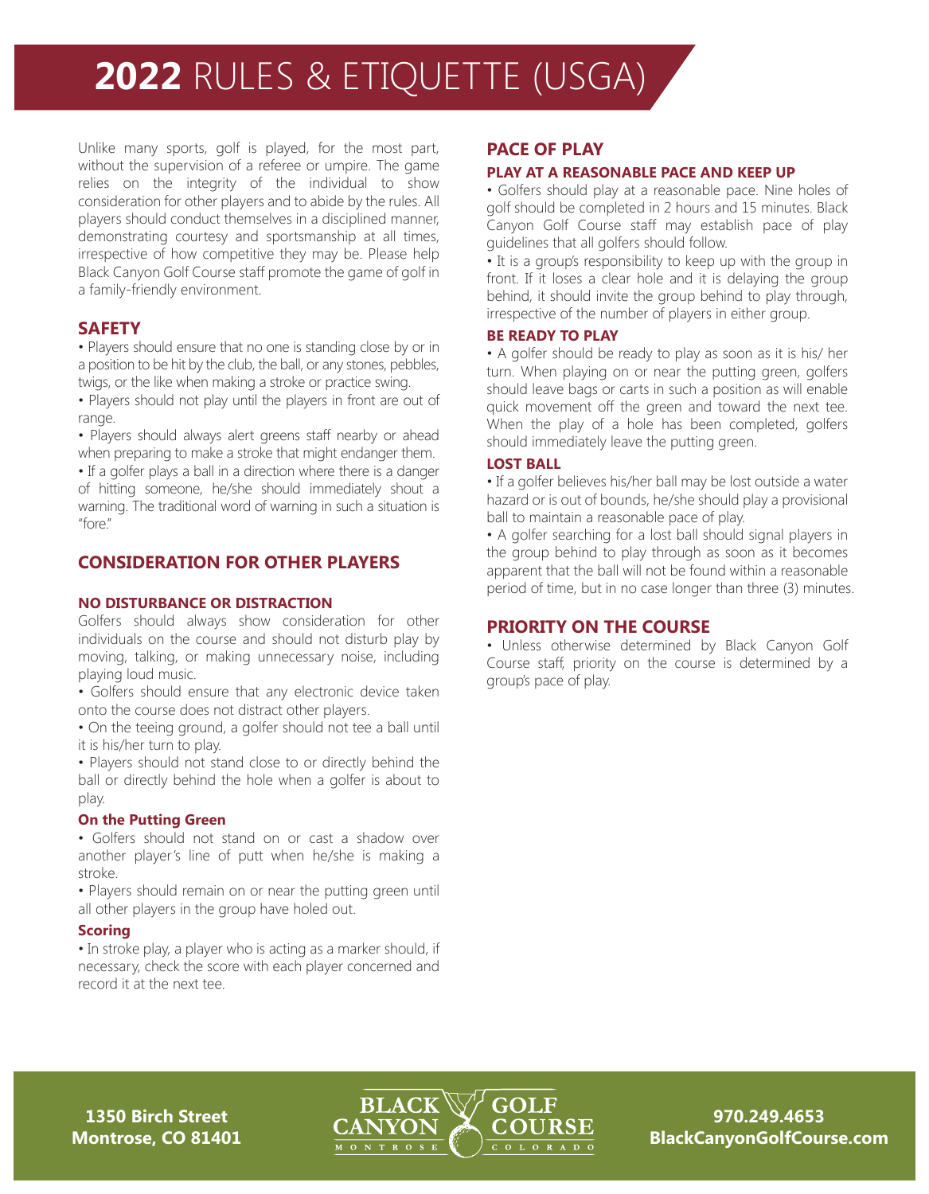# **2022** RULES & ETIQUETTE (USGA)

Unlike many sports, golf is played, for the most part, without the supervision of a referee or umpire. The game relies on the integrity of the individual to show consideration for other players and to abide by the rules. All players should conduct themselves in a disciplined manner, demonstrating courtesy and sportsmanship at all times, irrespective of how competitive they may be. Please help Black Canyon Golf Course staff promote the game of golf in a family-friendly environment.

## SAFETY

- Players should ensure that no one is standing close by or in a position to be hit by the club, the ball, or any stones, pebbles, twigs, or the like when making a stroke or practice swing.
- Players should not play until the players in front are out of range.
- Players should always alert greens staff nearby or ahead when preparing to make a stroke that might endanger them.
- If a golfer plays a ball in a direction where there is a danger of hitting someone, he/she should immediately shout a warning. The traditional word of warning in such a situation is "fore."

## CONSIDERATION FOR OTHER PLAYERS

### NO DISTURBANCE OR DISTRACTION

Golfers should always show consideration for other individuals on the course and should not disturb play by moving, talking, or making unnecessary noise, including playing loud music.

- Golfers should ensure that any electronic device taken onto the course does not distract other players.
- On the teeing ground, a golfer should not tee a ball until it is his/her turn to play.
- Players should not stand close to or directly behind the ball or directly behind the hole when a golfer is about to play.

### On the Putting Green

- Golfers should not stand on or cast a shadow over another player's line of putt when he/she is making a stroke.
- Players should remain on or near the putting green until all other players in the group have holed out.

### Scoring

- In stroke play, a player who is acting as a marker should, if necessary, check the score with each player concerned and record it at the next tee.

## PACE OF PLAY

### PLAY AT A REASONABLE PACE AND KEEP UP

- Golfers should play at a reasonable pace. Nine holes of golf should be completed in 2 hours and 15 minutes. Black Canyon Golf Course staff may establish pace of play guidelines that all golfers should follow.
- It is a group's responsibility to keep up with the group in front. If it loses a clear hole and it is delaying the group behind, it should invite the group behind to play through, irrespective of the number of players in either group.

### BE READY TO PLAY

- A golfer should be ready to play as soon as it is his/ her turn. When playing on or near the putting green, golfers should leave bags or carts in such a position as will enable quick movement off the green and toward the next tee. When the play of a hole has been completed, golfers should immediately leave the putting green.

### LOST BALL

- If a golfer believes his/her ball may be lost outside a water hazard or is out of bounds, he/she should play a provisional ball to maintain a reasonable pace of play.
- A golfer searching for a lost ball should signal players in the group behind to play through as soon as it becomes apparent that the ball will not be found within a reasonable period of time, but in no case longer than three (3) minutes.

## PRIORITY ON THE COURSE

- Unless otherwise determined by Black Canyon Golf Course staff, priority on the course is determined by a group's pace of play.

**1350 Birch Street**
**Montrose, CO 81401**

BLACK CANYON GOLF COURSE
MONTROSE COLORADO

**970.249.4653**
**BlackCanyonGolfCourse.com**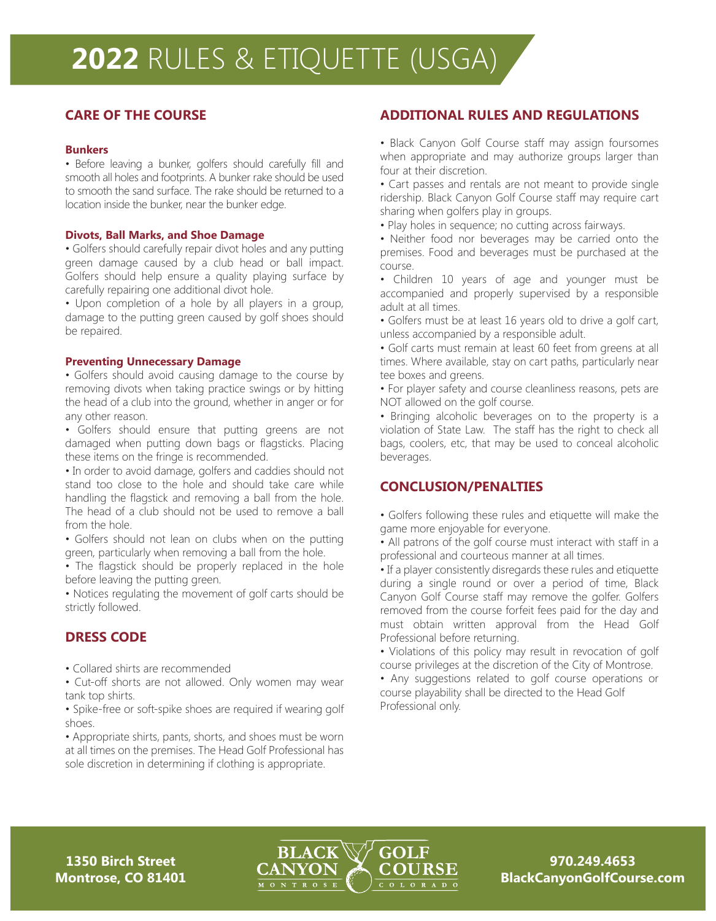# **2022** RULES & ETIQUETTE (USGA)

## CARE OF THE COURSE

### Bunkers

• Before leaving a bunker, golfers should carefully fill and smooth all holes and footprints. A bunker rake should be used to smooth the sand surface. The rake should be returned to a location inside the bunker, near the bunker edge.

### Divots, Ball Marks, and Shoe Damage

• Golfers should carefully repair divot holes and any putting green damage caused by a club head or ball impact. Golfers should help ensure a quality playing surface by carefully repairing one additional divot hole.

• Upon completion of a hole by all players in a group, damage to the putting green caused by golf shoes should be repaired.

### Preventing Unnecessary Damage

• Golfers should avoid causing damage to the course by removing divots when taking practice swings or by hitting the head of a club into the ground, whether in anger or for any other reason.

• Golfers should ensure that putting greens are not damaged when putting down bags or flagsticks. Placing these items on the fringe is recommended.

• In order to avoid damage, golfers and caddies should not stand too close to the hole and should take care while handling the flagstick and removing a ball from the hole. The head of a club should not be used to remove a ball from the hole.

• Golfers should not lean on clubs when on the putting green, particularly when removing a ball from the hole.

• The flagstick should be properly replaced in the hole before leaving the putting green.

• Notices regulating the movement of golf carts should be strictly followed.

## DRESS CODE

• Collared shirts are recommended

• Cut-off shorts are not allowed. Only women may wear tank top shirts.

• Spike-free or soft-spike shoes are required if wearing golf shoes.

• Appropriate shirts, pants, shorts, and shoes must be worn at all times on the premises. The Head Golf Professional has sole discretion in determining if clothing is appropriate.

## ADDITIONAL RULES AND REGULATIONS

• Black Canyon Golf Course staff may assign foursomes when appropriate and may authorize groups larger than four at their discretion.

• Cart passes and rentals are not meant to provide single ridership. Black Canyon Golf Course staff may require cart sharing when golfers play in groups.

• Play holes in sequence; no cutting across fairways.

• Neither food nor beverages may be carried onto the premises. Food and beverages must be purchased at the course.

• Children 10 years of age and younger must be accompanied and properly supervised by a responsible adult at all times.

• Golfers must be at least 16 years old to drive a golf cart, unless accompanied by a responsible adult.

• Golf carts must remain at least 60 feet from greens at all times. Where available, stay on cart paths, particularly near tee boxes and greens.

• For player safety and course cleanliness reasons, pets are NOT allowed on the golf course.

• Bringing alcoholic beverages on to the property is a violation of State Law. The staff has the right to check all bags, coolers, etc, that may be used to conceal alcoholic beverages.

## CONCLUSION/PENALTIES

• Golfers following these rules and etiquette will make the game more enjoyable for everyone.

• All patrons of the golf course must interact with staff in a professional and courteous manner at all times.

• If a player consistently disregards these rules and etiquette during a single round or over a period of time, Black Canyon Golf Course staff may remove the golfer. Golfers removed from the course forfeit fees paid for the day and must obtain written approval from the Head Golf Professional before returning.

• Violations of this policy may result in revocation of golf course privileges at the discretion of the City of Montrose.

• Any suggestions related to golf course operations or course playability shall be directed to the Head Golf Professional only.

**1350 Birch Street**
**Montrose, CO 81401**

BLACK CANYON GOLF COURSE
MONTROSE COLORADO

**970.249.4653**
**BlackCanyonGolfCourse.com**